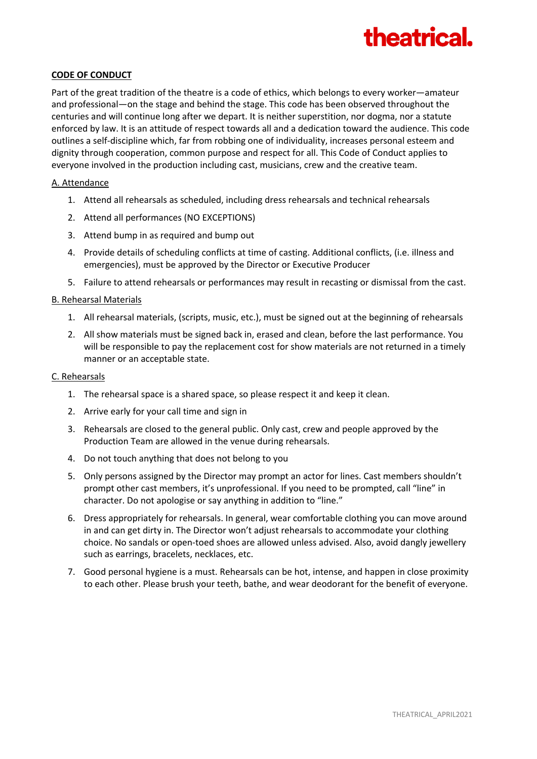# theatrical.

## CODE OF CONDUCT

Part of the great tradition of the theatre is a code of ethics, which belongs to every worker—amateur and professional—on the stage and behind the stage. This code has been observed throughout the centuries and will continue long after we depart. It is neither superstition, nor dogma, nor a statute enforced by law. It is an attitude of respect towards all and a dedication toward the audience. This code outlines a self-discipline which, far from robbing one of individuality, increases personal esteem and dignity through cooperation, common purpose and respect for all. This Code of Conduct applies to everyone involved in the production including cast, musicians, crew and the creative team.

### A. Attendance

1. Attend all rehearsals as scheduled, including dress rehearsals and technical rehearsals
2. Attend all performances (NO EXCEPTIONS)
3. Attend bump in as required and bump out
4. Provide details of scheduling conflicts at time of casting. Additional conflicts, (i.e. illness and emergencies), must be approved by the Director or Executive Producer
5. Failure to attend rehearsals or performances may result in recasting or dismissal from the cast.

### B. Rehearsal Materials

1. All rehearsal materials, (scripts, music, etc.), must be signed out at the beginning of rehearsals
2. All show materials must be signed back in, erased and clean, before the last performance. You will be responsible to pay the replacement cost for show materials are not returned in a timely manner or an acceptable state.

### C. Rehearsals

1. The rehearsal space is a shared space, so please respect it and keep it clean.
2. Arrive early for your call time and sign in
3. Rehearsals are closed to the general public. Only cast, crew and people approved by the Production Team are allowed in the venue during rehearsals.
4. Do not touch anything that does not belong to you
5. Only persons assigned by the Director may prompt an actor for lines. Cast members shouldn't prompt other cast members, it's unprofessional. If you need to be prompted, call "line" in character. Do not apologise or say anything in addition to "line."
6. Dress appropriately for rehearsals. In general, wear comfortable clothing you can move around in and can get dirty in. The Director won't adjust rehearsals to accommodate your clothing choice. No sandals or open-toed shoes are allowed unless advised. Also, avoid dangly jewellery such as earrings, bracelets, necklaces, etc.
7. Good personal hygiene is a must. Rehearsals can be hot, intense, and happen in close proximity to each other. Please brush your teeth, bathe, and wear deodorant for the benefit of everyone.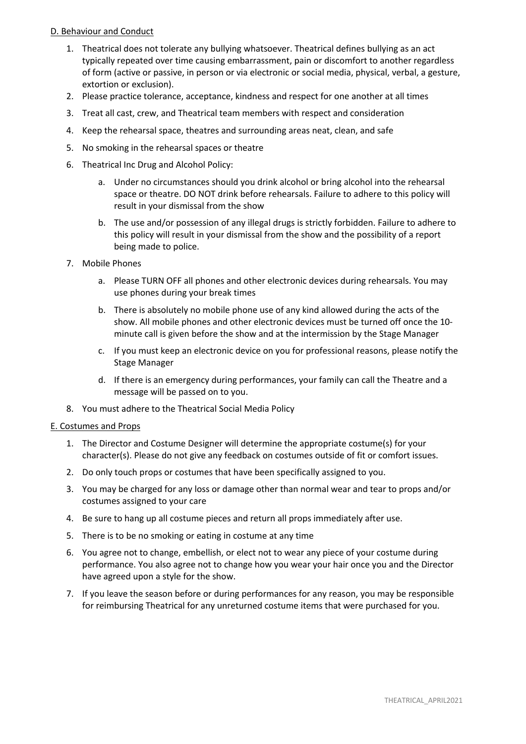D. Behaviour and Conduct

1. Theatrical does not tolerate any bullying whatsoever. Theatrical defines bullying as an act typically repeated over time causing embarrassment, pain or discomfort to another regardless of form (active or passive, in person or via electronic or social media, physical, verbal, a gesture, extortion or exclusion).
2. Please practice tolerance, acceptance, kindness and respect for one another at all times
3. Treat all cast, crew, and Theatrical team members with respect and consideration
4. Keep the rehearsal space, theatres and surrounding areas neat, clean, and safe
5. No smoking in the rehearsal spaces or theatre
6. Theatrical Inc Drug and Alcohol Policy:
    a. Under no circumstances should you drink alcohol or bring alcohol into the rehearsal space or theatre. DO NOT drink before rehearsals. Failure to adhere to this policy will result in your dismissal from the show
    b. The use and/or possession of any illegal drugs is strictly forbidden. Failure to adhere to this policy will result in your dismissal from the show and the possibility of a report being made to police.
7. Mobile Phones
    a. Please TURN OFF all phones and other electronic devices during rehearsals. You may use phones during your break times
    b. There is absolutely no mobile phone use of any kind allowed during the acts of the show. All mobile phones and other electronic devices must be turned off once the 10-minute call is given before the show and at the intermission by the Stage Manager
    c. If you must keep an electronic device on you for professional reasons, please notify the Stage Manager
    d. If there is an emergency during performances, your family can call the Theatre and a message will be passed on to you.
8. You must adhere to the Theatrical Social Media Policy

E. Costumes and Props

1. The Director and Costume Designer will determine the appropriate costume(s) for your character(s). Please do not give any feedback on costumes outside of fit or comfort issues.
2. Do only touch props or costumes that have been specifically assigned to you.
3. You may be charged for any loss or damage other than normal wear and tear to props and/or costumes assigned to your care
4. Be sure to hang up all costume pieces and return all props immediately after use.
5. There is to be no smoking or eating in costume at any time
6. You agree not to change, embellish, or elect not to wear any piece of your costume during performance. You also agree not to change how you wear your hair once you and the Director have agreed upon a style for the show.
7. If you leave the season before or during performances for any reason, you may be responsible for reimbursing Theatrical for any unreturned costume items that were purchased for you.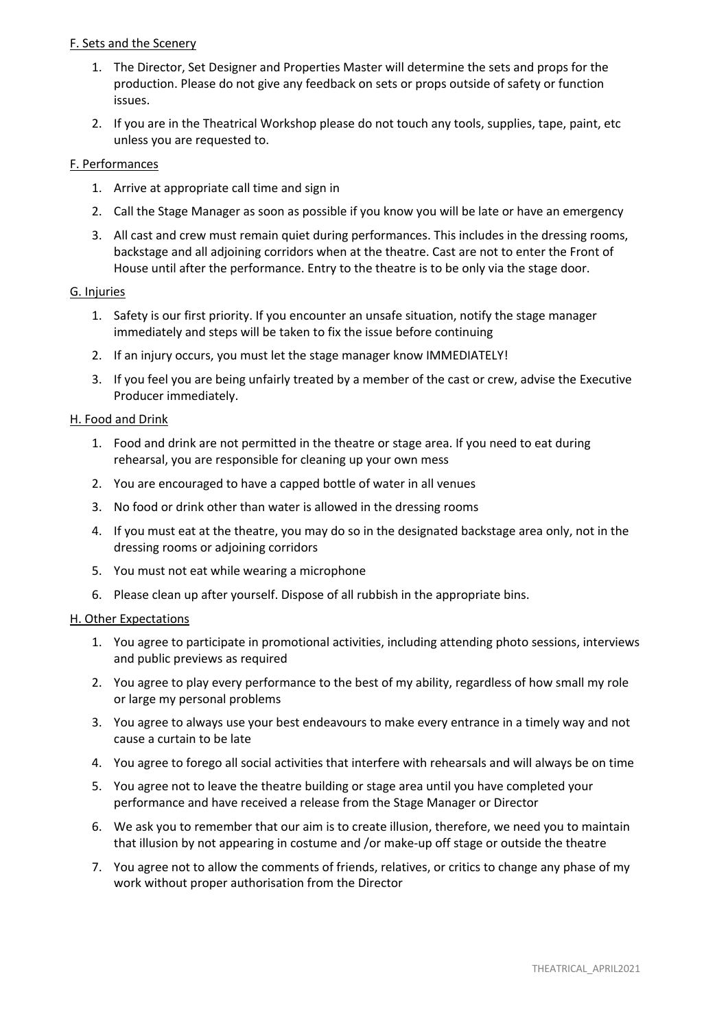<u>F. Sets and the Scenery</u>

1. The Director, Set Designer and Properties Master will determine the sets and props for the production. Please do not give any feedback on sets or props outside of safety or function issues.
2. If you are in the Theatrical Workshop please do not touch any tools, supplies, tape, paint, etc unless you are requested to.

<u>F. Performances</u>

1. Arrive at appropriate call time and sign in
2. Call the Stage Manager as soon as possible if you know you will be late or have an emergency
3. All cast and crew must remain quiet during performances. This includes in the dressing rooms, backstage and all adjoining corridors when at the theatre. Cast are not to enter the Front of House until after the performance. Entry to the theatre is to be only via the stage door.

<u>G. Injuries</u>

1. Safety is our first priority. If you encounter an unsafe situation, notify the stage manager immediately and steps will be taken to fix the issue before continuing
2. If an injury occurs, you must let the stage manager know IMMEDIATELY!
3. If you feel you are being unfairly treated by a member of the cast or crew, advise the Executive Producer immediately.

<u>H. Food and Drink</u>

1. Food and drink are not permitted in the theatre or stage area. If you need to eat during rehearsal, you are responsible for cleaning up your own mess
2. You are encouraged to have a capped bottle of water in all venues
3. No food or drink other than water is allowed in the dressing rooms
4. If you must eat at the theatre, you may do so in the designated backstage area only, not in the dressing rooms or adjoining corridors
5. You must not eat while wearing a microphone
6. Please clean up after yourself. Dispose of all rubbish in the appropriate bins.

<u>H. Other Expectations</u>

1. You agree to participate in promotional activities, including attending photo sessions, interviews and public previews as required
2. You agree to play every performance to the best of my ability, regardless of how small my role or large my personal problems
3. You agree to always use your best endeavours to make every entrance in a timely way and not cause a curtain to be late
4. You agree to forego all social activities that interfere with rehearsals and will always be on time
5. You agree not to leave the theatre building or stage area until you have completed your performance and have received a release from the Stage Manager or Director
6. We ask you to remember that our aim is to create illusion, therefore, we need you to maintain that illusion by not appearing in costume and /or make-up off stage or outside the theatre
7. You agree not to allow the comments of friends, relatives, or critics to change any phase of my work without proper authorisation from the Director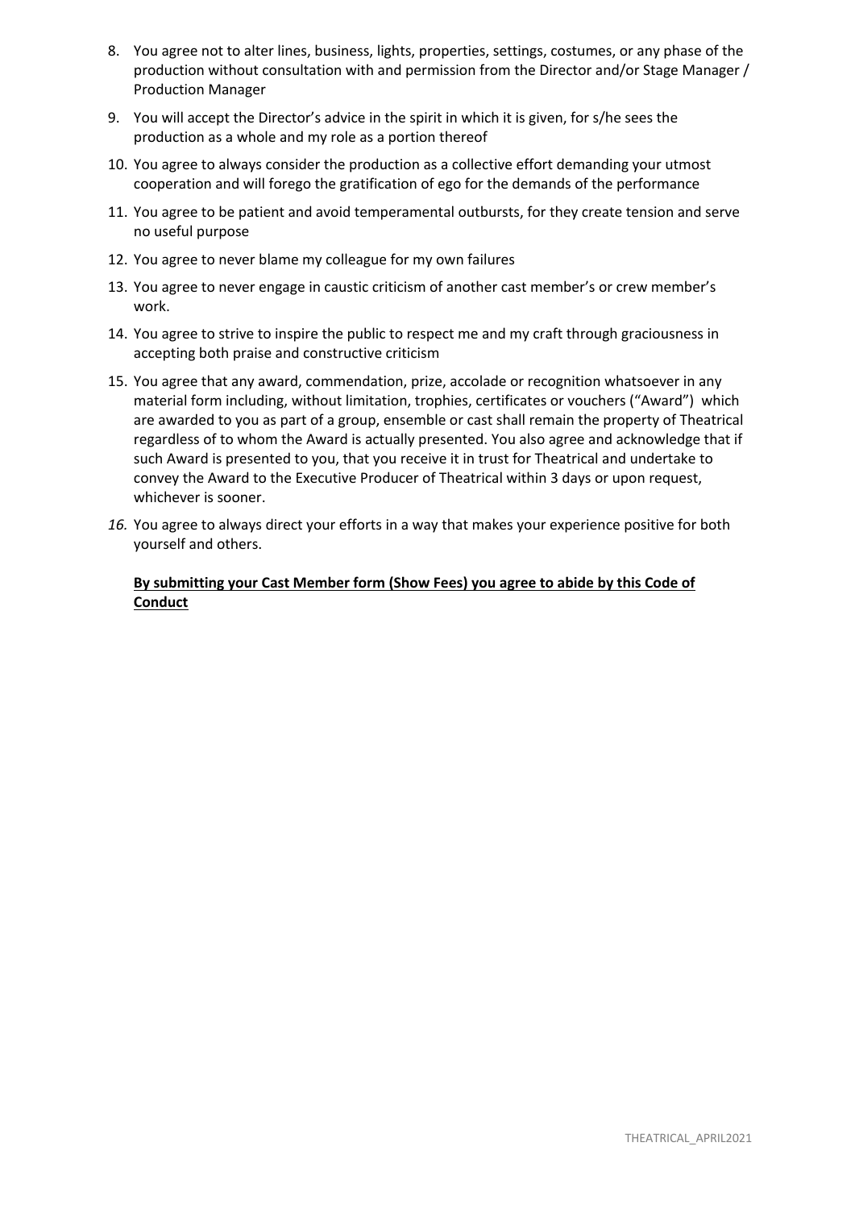8. You agree not to alter lines, business, lights, properties, settings, costumes, or any phase of the production without consultation with and permission from the Director and/or Stage Manager / Production Manager
9. You will accept the Director's advice in the spirit in which it is given, for s/he sees the production as a whole and my role as a portion thereof
10. You agree to always consider the production as a collective effort demanding your utmost cooperation and will forego the gratification of ego for the demands of the performance
11. You agree to be patient and avoid temperamental outbursts, for they create tension and serve no useful purpose
12. You agree to never blame my colleague for my own failures
13. You agree to never engage in caustic criticism of another cast member's or crew member's work.
14. You agree to strive to inspire the public to respect me and my craft through graciousness in accepting both praise and constructive criticism
15. You agree that any award, commendation, prize, accolade or recognition whatsoever in any material form including, without limitation, trophies, certificates or vouchers ("Award") which are awarded to you as part of a group, ensemble or cast shall remain the property of Theatrical regardless of to whom the Award is actually presented. You also agree and acknowledge that if such Award is presented to you, that you receive it in trust for Theatrical and undertake to convey the Award to the Executive Producer of Theatrical within 3 days or upon request, whichever is sooner.
16. You agree to always direct your efforts in a way that makes your experience positive for both yourself and others.

**By submitting your Cast Member form (Show Fees) you agree to abide by this Code of Conduct**